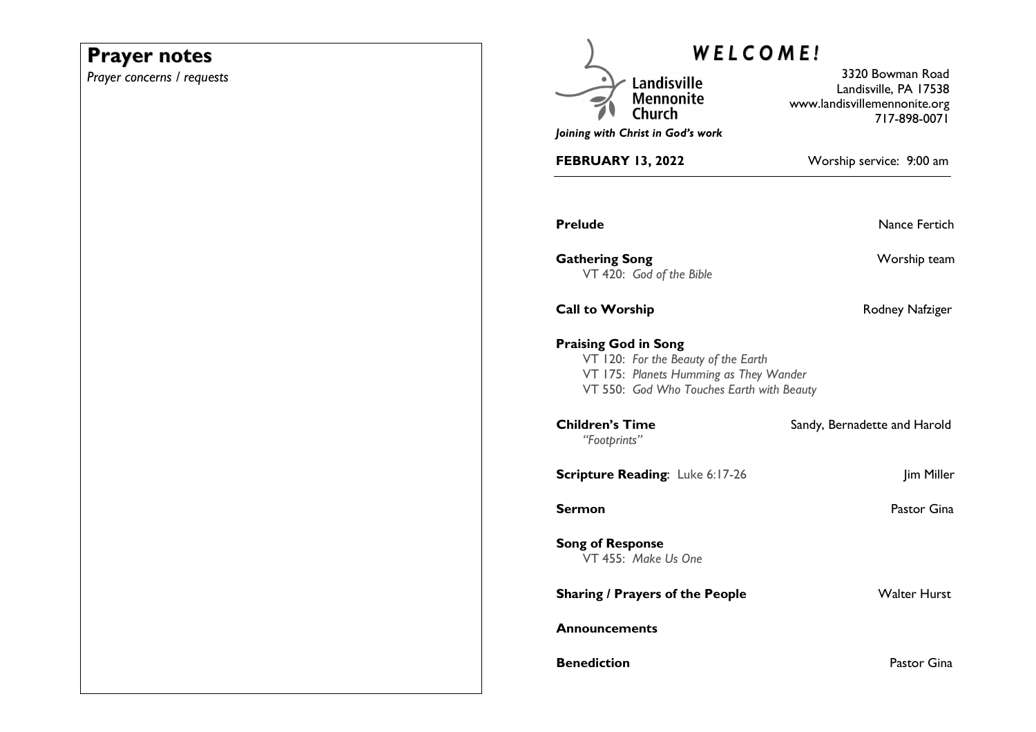## Prayer notes

*Prayer concerns / requests*

# *WELCOME!*

Landisville Mennonite Church

*Joining with Christ in God's work*

3320 Bowman Road
Landisville, PA 17538
www.landisvillemennonite.org
717-898-0071

**FEBRUARY 13, 2022** — Worship service: 9:00 am

**Prelude** — Nance Fertich

**Gathering Song** — Worship team
VT 420: *God of the Bible*

**Call to Worship** — Rodney Nafziger

**Praising God in Song**
VT 120: *For the Beauty of the Earth*
VT 175: *Planets Humming as They Wander*
VT 550: *God Who Touches Earth with Beauty*

**Children's Time** — Sandy, Bernadette and Harold
*"Footprints"*

**Scripture Reading**: Luke 6:17-26 — Jim Miller

**Sermon** — Pastor Gina

**Song of Response**
VT 455: *Make Us One*

**Sharing / Prayers of the People** — Walter Hurst

**Announcements**

**Benediction** — Pastor Gina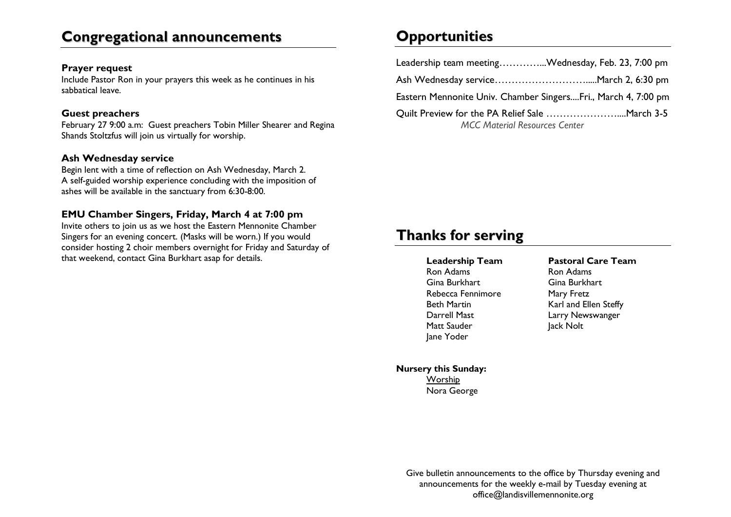## Congregational announcements

**Prayer request**
Include Pastor Ron in your prayers this week as he continues in his sabbatical leave.

**Guest preachers**
February 27 9:00 a.m: Guest preachers Tobin Miller Shearer and Regina Shands Stoltzfus will join us virtually for worship.

**Ash Wednesday service**
Begin lent with a time of reflection on Ash Wednesday, March 2. A self-guided worship experience concluding with the imposition of ashes will be available in the sanctuary from 6:30-8:00.

**EMU Chamber Singers, Friday, March 4 at 7:00 pm**
Invite others to join us as we host the Eastern Mennonite Chamber Singers for an evening concert. (Masks will be worn.) If you would consider hosting 2 choir members overnight for Friday and Saturday of that weekend, contact Gina Burkhart asap for details.

## Opportunities

Leadership team meeting…………...Wednesday, Feb. 23, 7:00 pm

Ash Wednesday service……………………….....March 2, 6:30 pm

Eastern Mennonite Univ. Chamber Singers....Fri., March 4, 7:00 pm

Quilt Preview for the PA Relief Sale …………………....March 3-5
*MCC Material Resources Center*

## Thanks for serving

**Leadership Team**
Ron Adams
Gina Burkhart
Rebecca Fennimore
Beth Martin
Darrell Mast
Matt Sauder
Jane Yoder

**Pastoral Care Team**
Ron Adams
Gina Burkhart
Mary Fretz
Karl and Ellen Steffy
Larry Newswanger
Jack Nolt

**Nursery this Sunday:**
Worship
Nora George

Give bulletin announcements to the office by Thursday evening and announcements for the weekly e-mail by Tuesday evening at office@landisvillemennonite.org